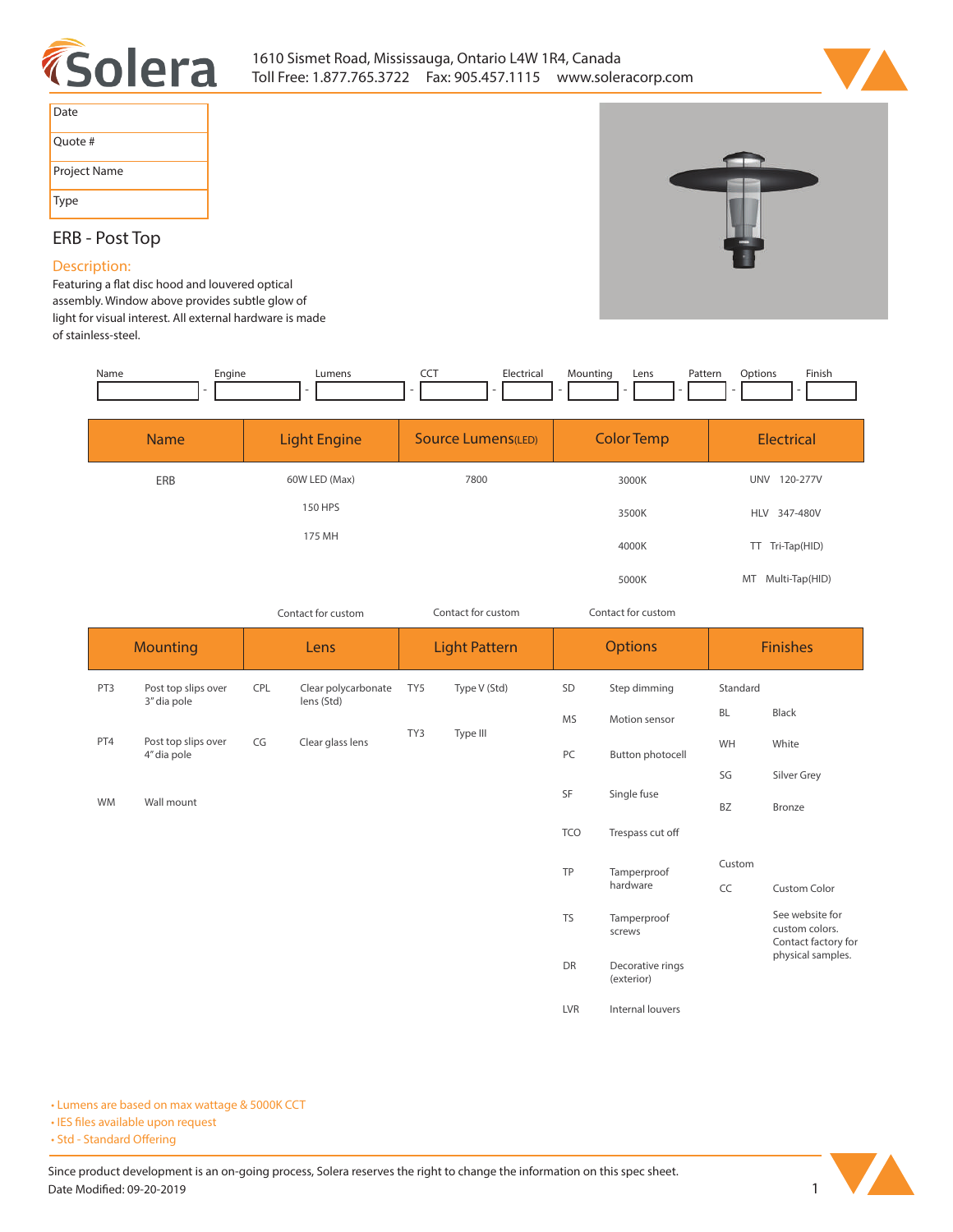1610 Sismet Road, Mississauga, Ontario L4W 1R4, Canada
Toll Free: 1.877.765.3722 Fax: 905.457.1115 www.soleracorp.com

| Date |
|---|
| Quote # |
| Project Name |
| Type |

## ERB - Post Top

### Description:

Featuring a flat disc hood and louvered optical assembly. Window above provides subtle glow of light for visual interest. All external hardware is made of stainless-steel.

| Name | Engine | Lumens | CCT | Electrical | Mounting | Lens | Pattern | Options | Finish |
|---|---|---|---|---|---|---|---|---|---|
| | | | | | | | | | |

| Name | Light Engine | Source Lumens(LED) | Color Temp | Electrical |
|---|---|---|---|---|
| ERB | 60W LED (Max) | 7800 | 3000K | UNV 120-277V |
| | 150 HPS | | 3500K | HLV 347-480V |
| | 175 MH | | 4000K | TT Tri-Tap(HID) |
| | | | 5000K | MT Multi-Tap(HID) |
| | Contact for custom | Contact for custom | Contact for custom | |

| Mounting | | Lens | | Light Pattern | | Options | | Finishes | |
|---|---|---|---|---|---|---|---|---|---|
| PT3 | Post top slips over 3" dia pole | CPL | Clear polycarbonate lens (Std) | TY5 | Type V (Std) | SD | Step dimming | Standard | |
| PT4 | Post top slips over 4" dia pole | CG | Clear glass lens | TY3 | Type III | MS | Motion sensor | BL | Black |
| WM | Wall mount | | | | | PC | Button photocell | WH | White |
| | | | | | | SF | Single fuse | SG | Silver Grey |
| | | | | | | TCO | Trespass cut off | BZ | Bronze |
| | | | | | | TP | Tamperproof hardware | Custom | |
| | | | | | | TS | Tamperproof screws | CC | Custom Color |
| | | | | | | DR | Decorative rings (exterior) | | See website for custom colors. Contact factory for physical samples. |
| | | | | | | LVR | Internal louvers | | |

- Lumens are based on max wattage & 5000K CCT
- IES files available upon request
- Std - Standard Offering

Since product development is an on-going process, Solera reserves the right to change the information on this spec sheet.
Date Modified: 09-20-2019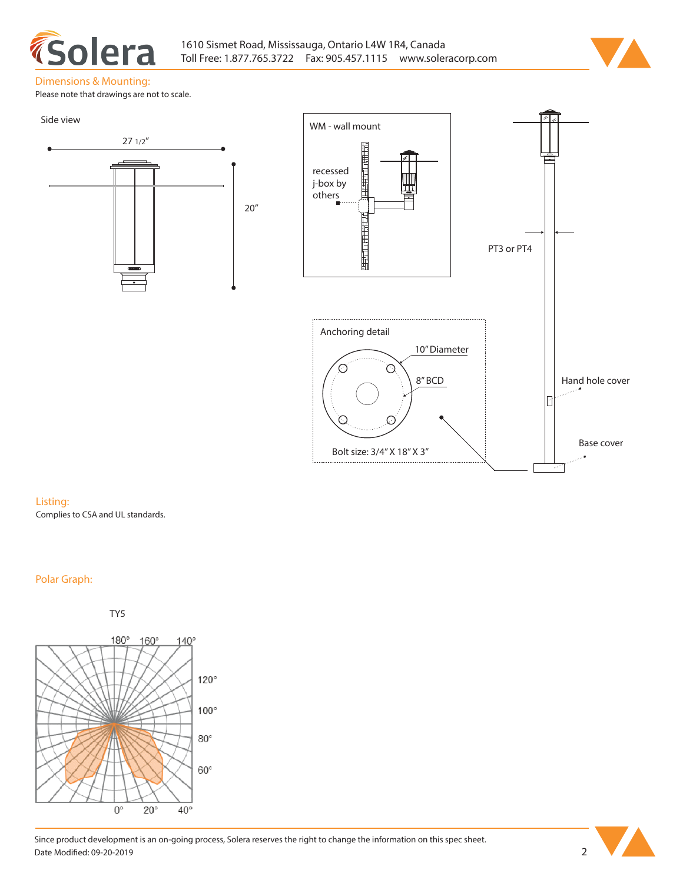1610 Sismet Road, Mississauga, Ontario L4W 1R4, Canada
Toll Free: 1.877.765.3722 Fax: 905.457.1115 www.soleracorp.com

## Dimensions & Mounting:

Please note that drawings are not to scale.

Side view

27 1/2"

20"

WM - wall mount

recessed j-box by others

PT3 or PT4

Anchoring detail

10" Diameter

8" BCD

Bolt size: 3/4" X 18" X 3"

Hand hole cover

Base cover

## Listing:

Complies to CSA and UL standards.

## Polar Graph:

TY5

180° 160° 140°

120°

100°

80°

60°

0° 20° 40°

Since product development is an on-going process, Solera reserves the right to change the information on this spec sheet.
Date Modified: 09-20-2019